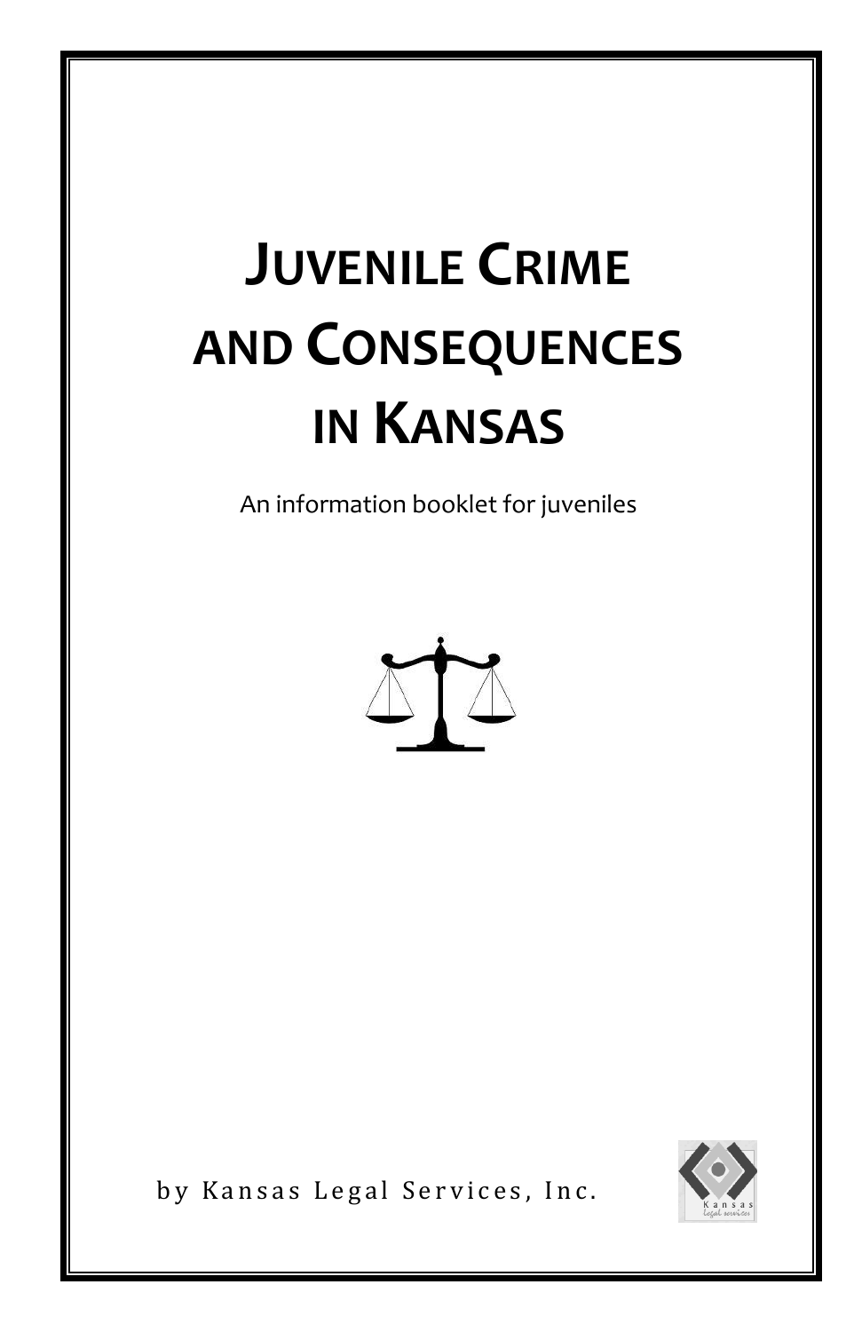# JUVENILE CRIME AND CONSEQUENCES IN KANSAS

An information booklet for juveniles

by Kansas Legal Services, Inc.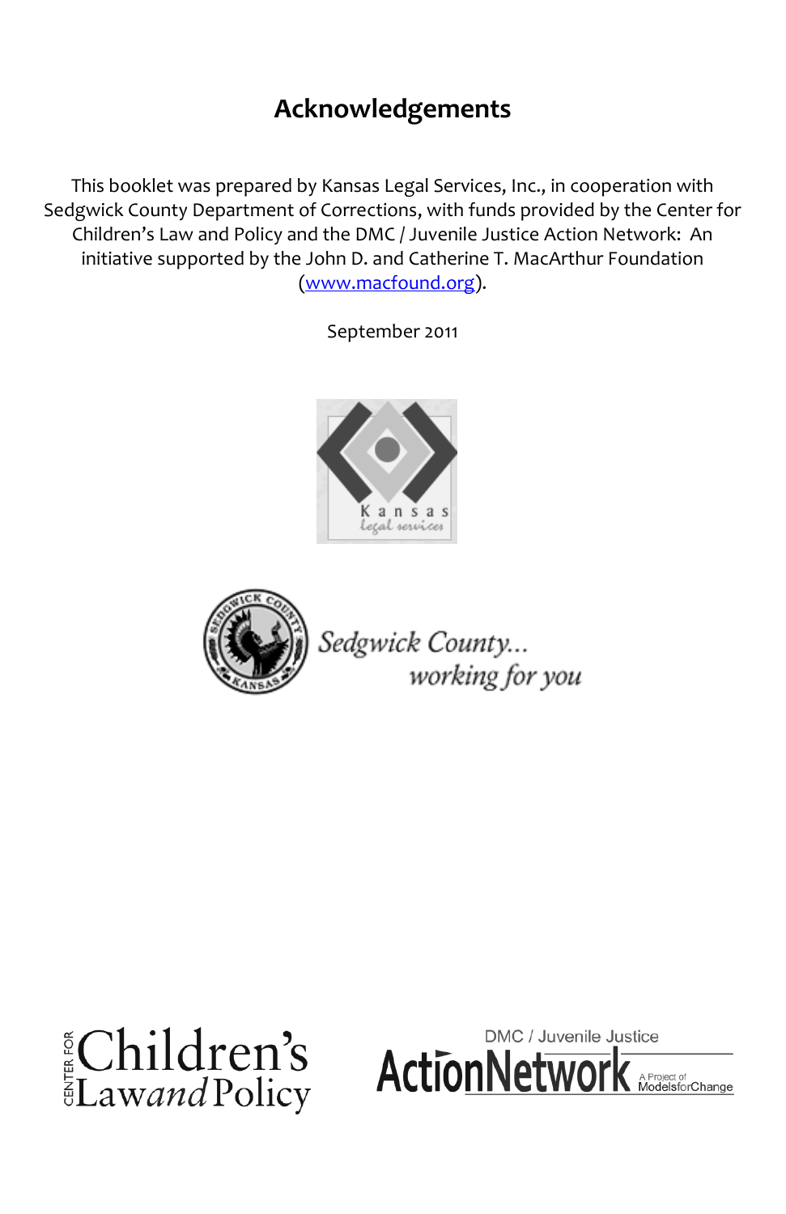# Acknowledgements

This booklet was prepared by Kansas Legal Services, Inc., in cooperation with Sedgwick County Department of Corrections, with funds provided by the Center for Children's Law and Policy and the DMC / Juvenile Justice Action Network: An initiative supported by the John D. and Catherine T. MacArthur Foundation (www.macfound.org).

September 2011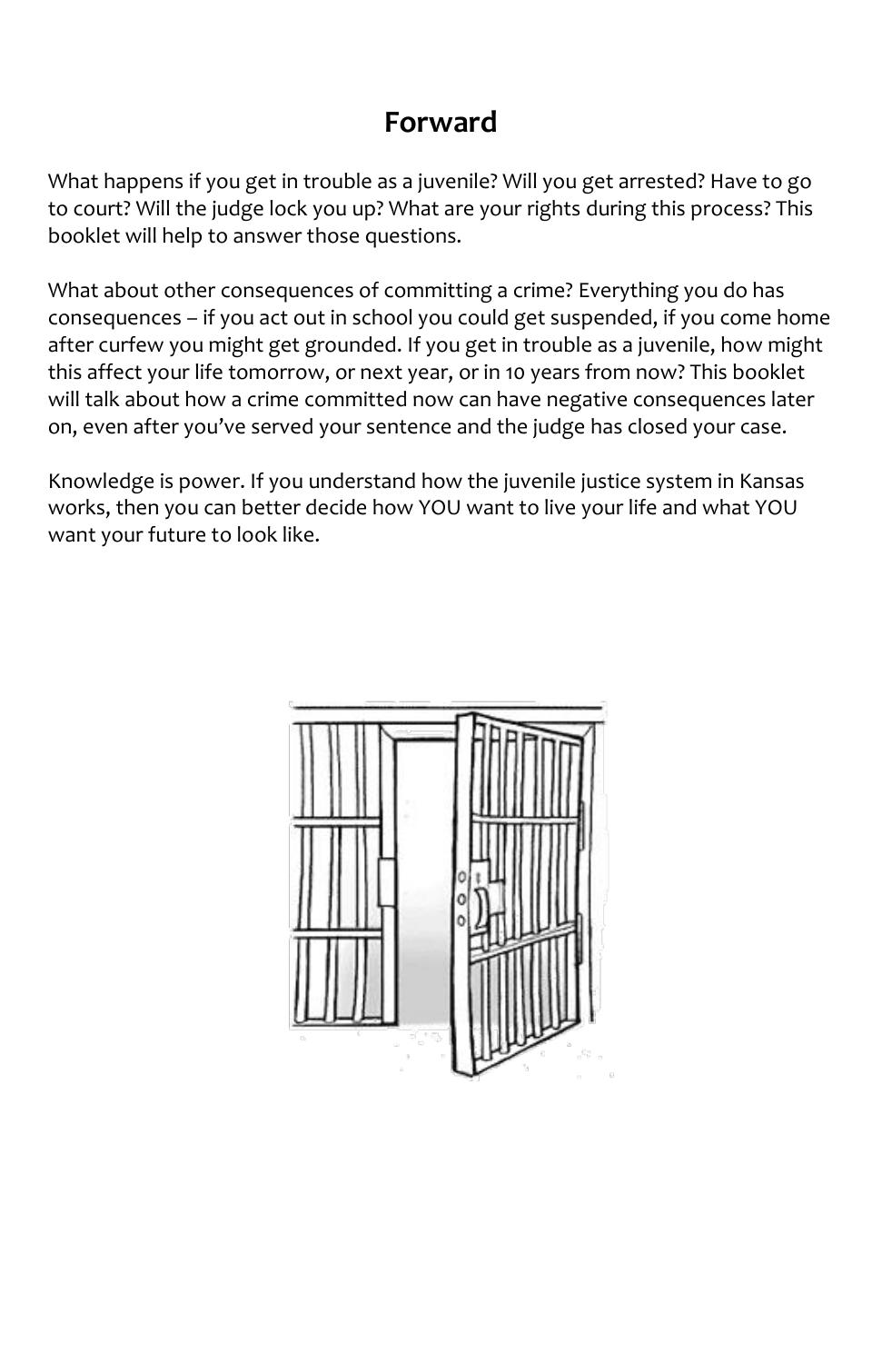## Forward

What happens if you get in trouble as a juvenile? Will you get arrested? Have to go to court? Will the judge lock you up? What are your rights during this process? This booklet will help to answer those questions.

What about other consequences of committing a crime? Everything you do has consequences – if you act out in school you could get suspended, if you come home after curfew you might get grounded. If you get in trouble as a juvenile, how might this affect your life tomorrow, or next year, or in 10 years from now? This booklet will talk about how a crime committed now can have negative consequences later on, even after you've served your sentence and the judge has closed your case.

Knowledge is power. If you understand how the juvenile justice system in Kansas works, then you can better decide how YOU want to live your life and what YOU want your future to look like.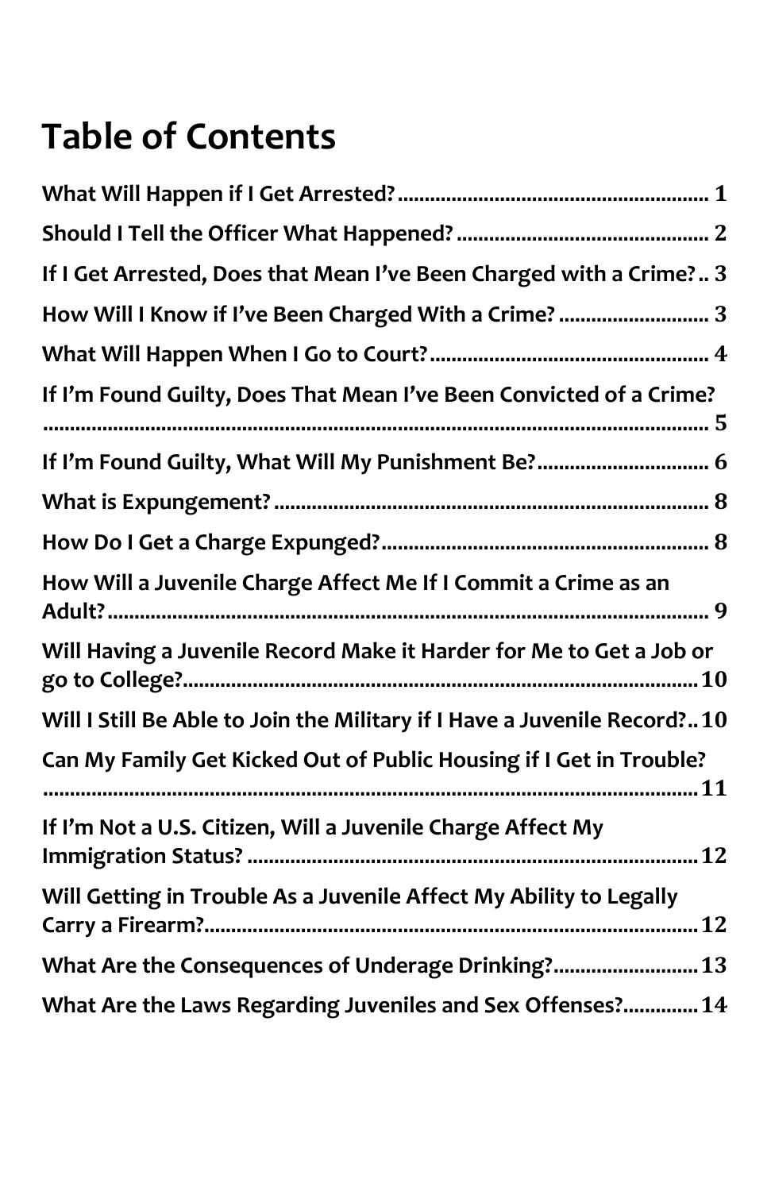# Table of Contents

| | |
|---|---|
| **What Will Happen if I Get Arrested?** | **1** |
| **Should I Tell the Officer What Happened?** | **2** |
| **If I Get Arrested, Does that Mean I've Been Charged with a Crime?** | **3** |
| **How Will I Know if I've Been Charged With a Crime?** | **3** |
| **What Will Happen When I Go to Court?** | **4** |
| **If I'm Found Guilty, Does That Mean I've Been Convicted of a Crime?** | **5** |
| **If I'm Found Guilty, What Will My Punishment Be?** | **6** |
| **What is Expungement?** | **8** |
| **How Do I Get a Charge Expunged?** | **8** |
| **How Will a Juvenile Charge Affect Me If I Commit a Crime as an Adult?** | **9** |
| **Will Having a Juvenile Record Make it Harder for Me to Get a Job or go to College?** | **10** |
| **Will I Still Be Able to Join the Military if I Have a Juvenile Record?** | **10** |
| **Can My Family Get Kicked Out of Public Housing if I Get in Trouble?** | **11** |
| **If I'm Not a U.S. Citizen, Will a Juvenile Charge Affect My Immigration Status?** | **12** |
| **Will Getting in Trouble As a Juvenile Affect My Ability to Legally Carry a Firearm?** | **12** |
| **What Are the Consequences of Underage Drinking?** | **13** |
| **What Are the Laws Regarding Juveniles and Sex Offenses?** | **14** |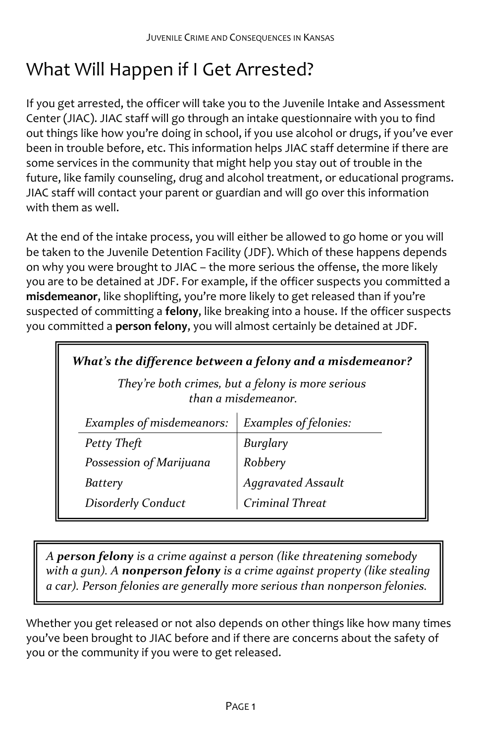# What Will Happen if I Get Arrested?

If you get arrested, the officer will take you to the Juvenile Intake and Assessment Center (JIAC). JIAC staff will go through an intake questionnaire with you to find out things like how you're doing in school, if you use alcohol or drugs, if you've ever been in trouble before, etc. This information helps JIAC staff determine if there are some services in the community that might help you stay out of trouble in the future, like family counseling, drug and alcohol treatment, or educational programs. JIAC staff will contact your parent or guardian and will go over this information with them as well.

At the end of the intake process, you will either be allowed to go home or you will be taken to the Juvenile Detention Facility (JDF). Which of these happens depends on why you were brought to JIAC – the more serious the offense, the more likely you are to be detained at JDF. For example, if the officer suspects you committed a **misdemeanor**, like shoplifting, you're more likely to get released than if you're suspected of committing a **felony**, like breaking into a house. If the officer suspects you committed a **person felony**, you will almost certainly be detained at JDF.

***What's the difference between a felony and a misdemeanor?***

*They're both crimes, but a felony is more serious than a misdemeanor.*

| *Examples of misdemeanors:* | *Examples of felonies:* |
|---|---|
| *Petty Theft* | *Burglary* |
| *Possession of Marijuana* | *Robbery* |
| *Battery* | *Aggravated Assault* |
| *Disorderly Conduct* | *Criminal Threat* |

*A* ***person felony*** *is a crime against a person (like threatening somebody with a gun). A* ***nonperson felony*** *is a crime against property (like stealing a car). Person felonies are generally more serious than nonperson felonies.*

Whether you get released or not also depends on other things like how many times you've been brought to JIAC before and if there are concerns about the safety of you or the community if you were to get released.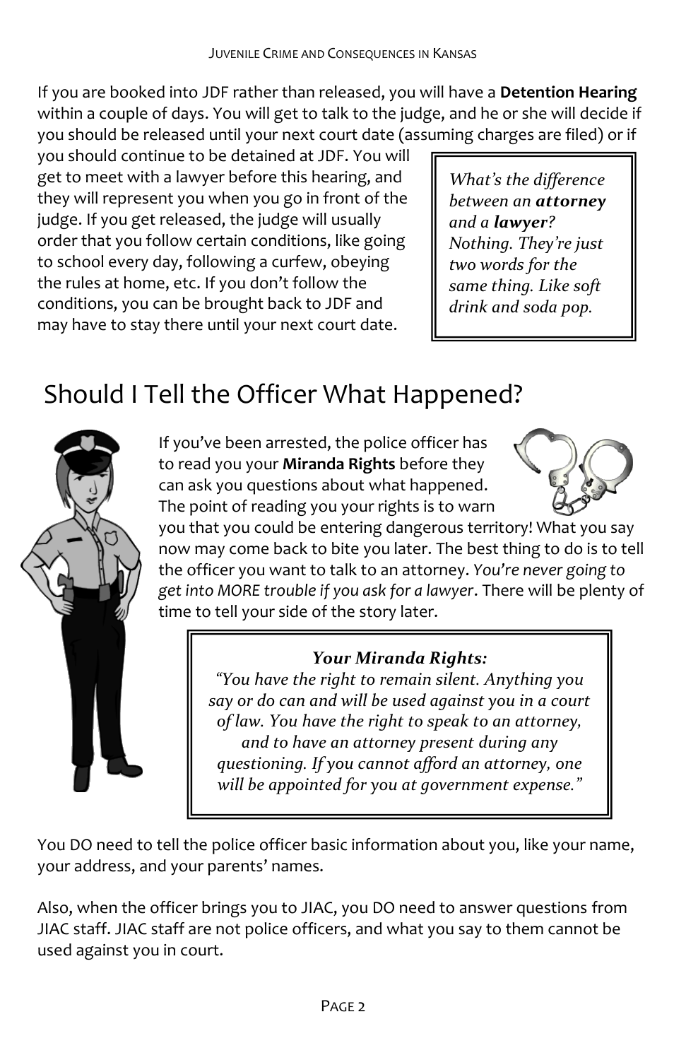If you are booked into JDF rather than released, you will have a **Detention Hearing** within a couple of days. You will get to talk to the judge, and he or she will decide if you should be released until your next court date (assuming charges are filed) or if you should continue to be detained at JDF. You will get to meet with a lawyer before this hearing, and they will represent you when you go in front of the judge. If you get released, the judge will usually order that you follow certain conditions, like going to school every day, following a curfew, obeying the rules at home, etc. If you don't follow the conditions, you can be brought back to JDF and may have to stay there until your next court date.

> *What's the difference between an **attorney** and a **lawyer**? Nothing. They're just two words for the same thing. Like soft drink and soda pop.*

# Should I Tell the Officer What Happened?

If you've been arrested, the police officer has to read you your **Miranda Rights** before they can ask you questions about what happened. The point of reading you your rights is to warn you that you could be entering dangerous territory! What you say now may come back to bite you later. The best thing to do is to tell the officer you want to talk to an attorney. *You're never going to get into MORE trouble if you ask for a lawyer*. There will be plenty of time to tell your side of the story later.

> ***Your Miranda Rights:***
>
> *"You have the right to remain silent. Anything you say or do can and will be used against you in a court of law. You have the right to speak to an attorney, and to have an attorney present during any questioning. If you cannot afford an attorney, one will be appointed for you at government expense."*

You DO need to tell the police officer basic information about you, like your name, your address, and your parents' names.

Also, when the officer brings you to JIAC, you DO need to answer questions from JIAC staff. JIAC staff are not police officers, and what you say to them cannot be used against you in court.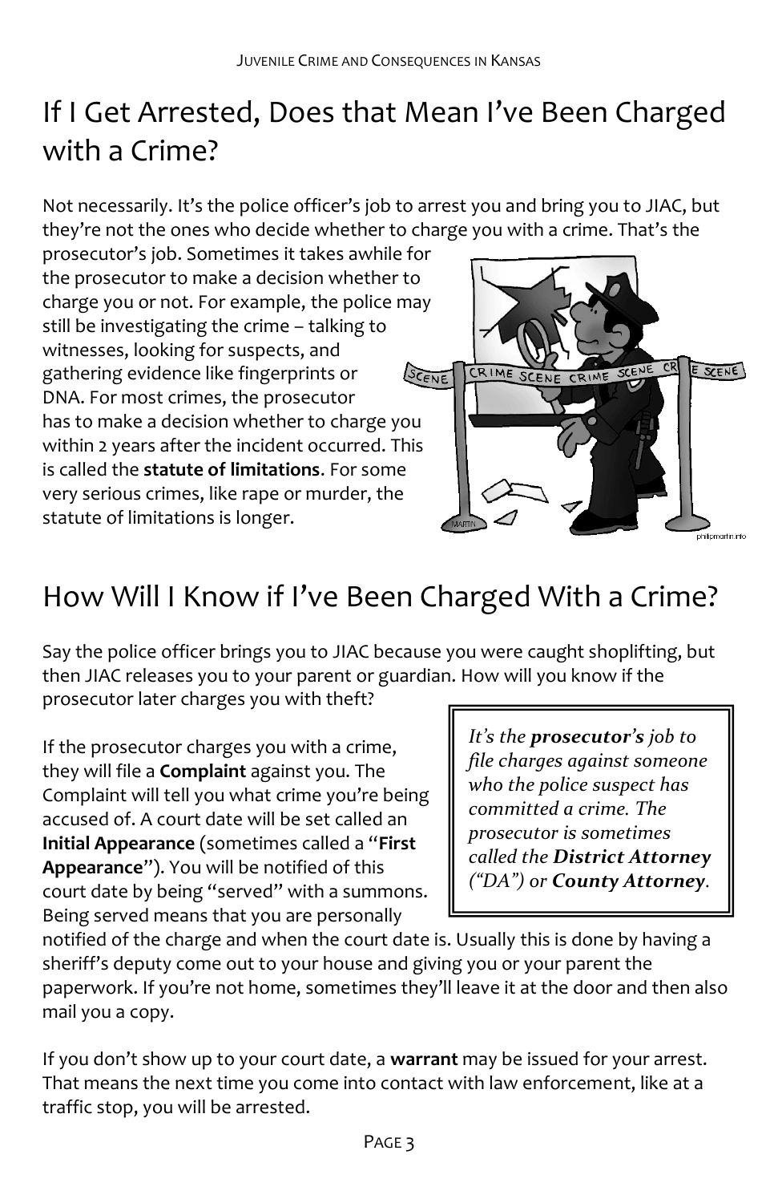## If I Get Arrested, Does that Mean I've Been Charged with a Crime?

Not necessarily. It's the police officer's job to arrest you and bring you to JIAC, but they're not the ones who decide whether to charge you with a crime. That's the prosecutor's job. Sometimes it takes awhile for the prosecutor to make a decision whether to charge you or not. For example, the police may still be investigating the crime – talking to witnesses, looking for suspects, and gathering evidence like fingerprints or DNA. For most crimes, the prosecutor has to make a decision whether to charge you within 2 years after the incident occurred. This is called the **statute of limitations**. For some very serious crimes, like rape or murder, the statute of limitations is longer.

## How Will I Know if I've Been Charged With a Crime?

Say the police officer brings you to JIAC because you were caught shoplifting, but then JIAC releases you to your parent or guardian. How will you know if the prosecutor later charges you with theft?

> *It's the **prosecutor's** job to file charges against someone who the police suspect has committed a crime. The prosecutor is sometimes called the **District Attorney** ("DA") or **County Attorney**.*

If the prosecutor charges you with a crime, they will file a **Complaint** against you. The Complaint will tell you what crime you're being accused of. A court date will be set called an **Initial Appearance** (sometimes called a "**First Appearance**"). You will be notified of this court date by being "served" with a summons. Being served means that you are personally notified of the charge and when the court date is. Usually this is done by having a sheriff's deputy come out to your house and giving you or your parent the paperwork. If you're not home, sometimes they'll leave it at the door and then also mail you a copy.

If you don't show up to your court date, a **warrant** may be issued for your arrest. That means the next time you come into contact with law enforcement, like at a traffic stop, you will be arrested.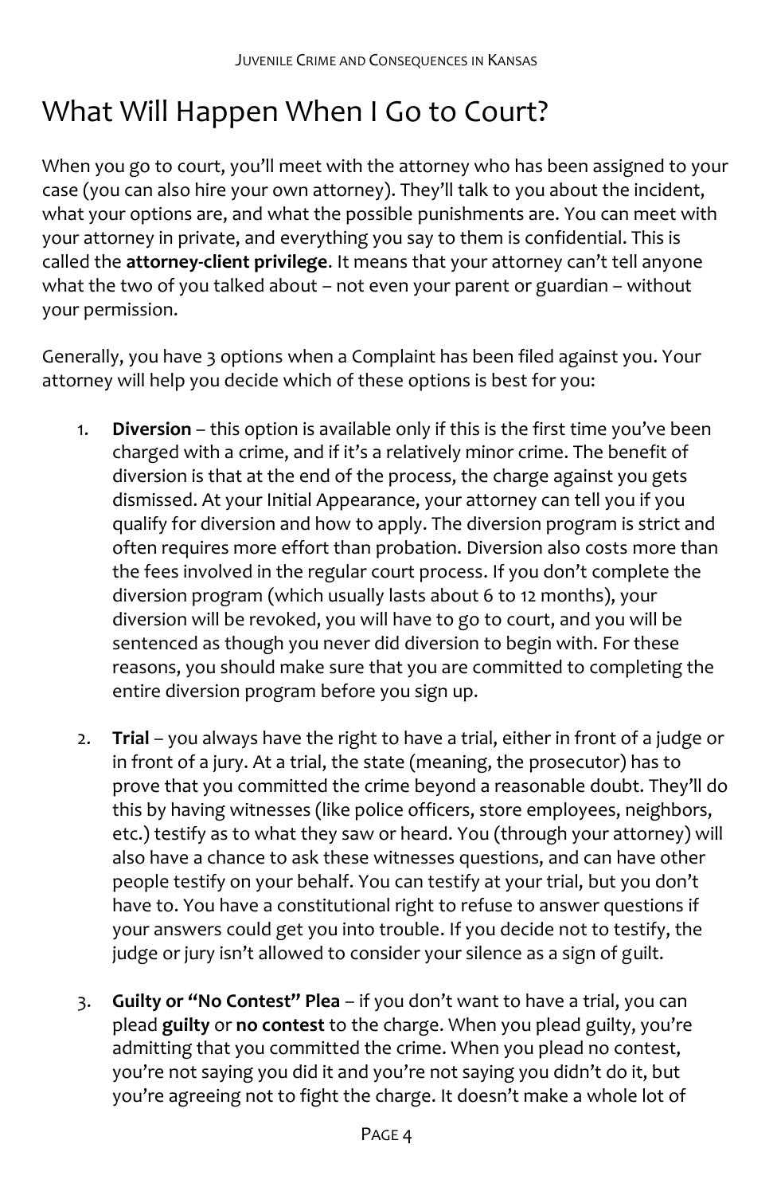# What Will Happen When I Go to Court?

When you go to court, you'll meet with the attorney who has been assigned to your case (you can also hire your own attorney). They'll talk to you about the incident, what your options are, and what the possible punishments are. You can meet with your attorney in private, and everything you say to them is confidential. This is called the **attorney-client privilege**. It means that your attorney can't tell anyone what the two of you talked about – not even your parent or guardian – without your permission.

Generally, you have 3 options when a Complaint has been filed against you. Your attorney will help you decide which of these options is best for you:

1. **Diversion** – this option is available only if this is the first time you've been charged with a crime, and if it's a relatively minor crime. The benefit of diversion is that at the end of the process, the charge against you gets dismissed. At your Initial Appearance, your attorney can tell you if you qualify for diversion and how to apply. The diversion program is strict and often requires more effort than probation. Diversion also costs more than the fees involved in the regular court process. If you don't complete the diversion program (which usually lasts about 6 to 12 months), your diversion will be revoked, you will have to go to court, and you will be sentenced as though you never did diversion to begin with. For these reasons, you should make sure that you are committed to completing the entire diversion program before you sign up.

2. **Trial** – you always have the right to have a trial, either in front of a judge or in front of a jury. At a trial, the state (meaning, the prosecutor) has to prove that you committed the crime beyond a reasonable doubt. They'll do this by having witnesses (like police officers, store employees, neighbors, etc.) testify as to what they saw or heard. You (through your attorney) will also have a chance to ask these witnesses questions, and can have other people testify on your behalf. You can testify at your trial, but you don't have to. You have a constitutional right to refuse to answer questions if your answers could get you into trouble. If you decide not to testify, the judge or jury isn't allowed to consider your silence as a sign of guilt.

3. **Guilty or "No Contest" Plea** – if you don't want to have a trial, you can plead **guilty** or **no contest** to the charge. When you plead guilty, you're admitting that you committed the crime. When you plead no contest, you're not saying you did it and you're not saying you didn't do it, but you're agreeing not to fight the charge. It doesn't make a whole lot of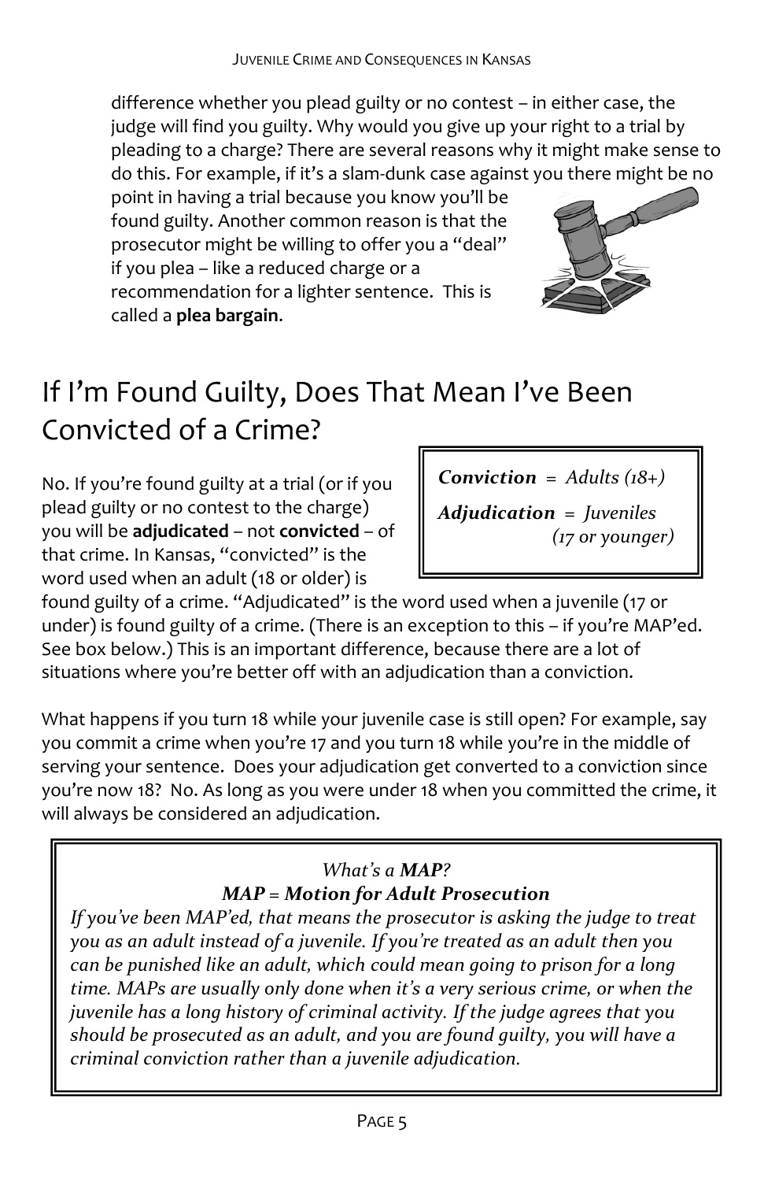difference whether you plead guilty or no contest – in either case, the judge will find you guilty. Why would you give up your right to a trial by pleading to a charge? There are several reasons why it might make sense to do this. For example, if it's a slam-dunk case against you there might be no point in having a trial because you know you'll be found guilty. Another common reason is that the prosecutor might be willing to offer you a "deal" if you plea – like a reduced charge or a recommendation for a lighter sentence. This is called a **plea bargain**.

## If I'm Found Guilty, Does That Mean I've Been Convicted of a Crime?

> ***Conviction*** *= Adults (18+)*
>
> ***Adjudication*** *= Juveniles (17 or younger)*

No. If you're found guilty at a trial (or if you plead guilty or no contest to the charge) you will be **adjudicated** – not **convicted** – of that crime. In Kansas, "convicted" is the word used when an adult (18 or older) is found guilty of a crime. "Adjudicated" is the word used when a juvenile (17 or under) is found guilty of a crime. (There is an exception to this – if you're MAP'ed. See box below.) This is an important difference, because there are a lot of situations where you're better off with an adjudication than a conviction.

What happens if you turn 18 while your juvenile case is still open? For example, say you commit a crime when you're 17 and you turn 18 while you're in the middle of serving your sentence. Does your adjudication get converted to a conviction since you're now 18? No. As long as you were under 18 when you committed the crime, it will always be considered an adjudication.

> *What's a **MAP**?*
>
> ***MAP = Motion for Adult Prosecution***
>
> *If you've been MAP'ed, that means the prosecutor is asking the judge to treat you as an adult instead of a juvenile. If you're treated as an adult then you can be punished like an adult, which could mean going to prison for a long time. MAPs are usually only done when it's a very serious crime, or when the juvenile has a long history of criminal activity. If the judge agrees that you should be prosecuted as an adult, and you are found guilty, you will have a criminal conviction rather than a juvenile adjudication.*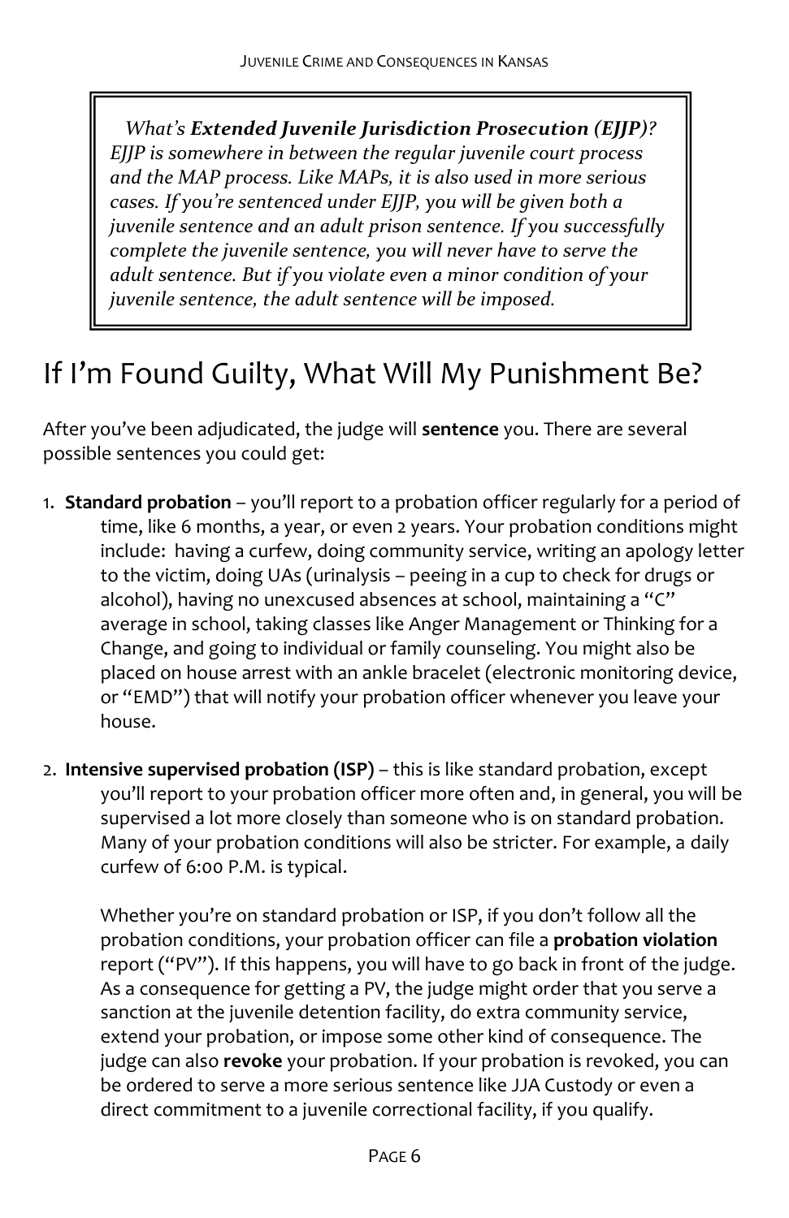> *What's **Extended Juvenile Jurisdiction Prosecution (EJJP)**? EJJP is somewhere in between the regular juvenile court process and the MAP process. Like MAPs, it is also used in more serious cases. If you're sentenced under EJJP, you will be given both a juvenile sentence and an adult prison sentence. If you successfully complete the juvenile sentence, you will never have to serve the adult sentence. But if you violate even a minor condition of your juvenile sentence, the adult sentence will be imposed.*

## If I'm Found Guilty, What Will My Punishment Be?

After you've been adjudicated, the judge will **sentence** you. There are several possible sentences you could get:

1. **Standard probation** – you'll report to a probation officer regularly for a period of time, like 6 months, a year, or even 2 years. Your probation conditions might include: having a curfew, doing community service, writing an apology letter to the victim, doing UAs (urinalysis – peeing in a cup to check for drugs or alcohol), having no unexcused absences at school, maintaining a "C" average in school, taking classes like Anger Management or Thinking for a Change, and going to individual or family counseling. You might also be placed on house arrest with an ankle bracelet (electronic monitoring device, or "EMD") that will notify your probation officer whenever you leave your house.

2. **Intensive supervised probation (ISP)** – this is like standard probation, except you'll report to your probation officer more often and, in general, you will be supervised a lot more closely than someone who is on standard probation. Many of your probation conditions will also be stricter. For example, a daily curfew of 6:00 P.M. is typical.

   Whether you're on standard probation or ISP, if you don't follow all the probation conditions, your probation officer can file a **probation violation** report ("PV"). If this happens, you will have to go back in front of the judge. As a consequence for getting a PV, the judge might order that you serve a sanction at the juvenile detention facility, do extra community service, extend your probation, or impose some other kind of consequence. The judge can also **revoke** your probation. If your probation is revoked, you can be ordered to serve a more serious sentence like JJA Custody or even a direct commitment to a juvenile correctional facility, if you qualify.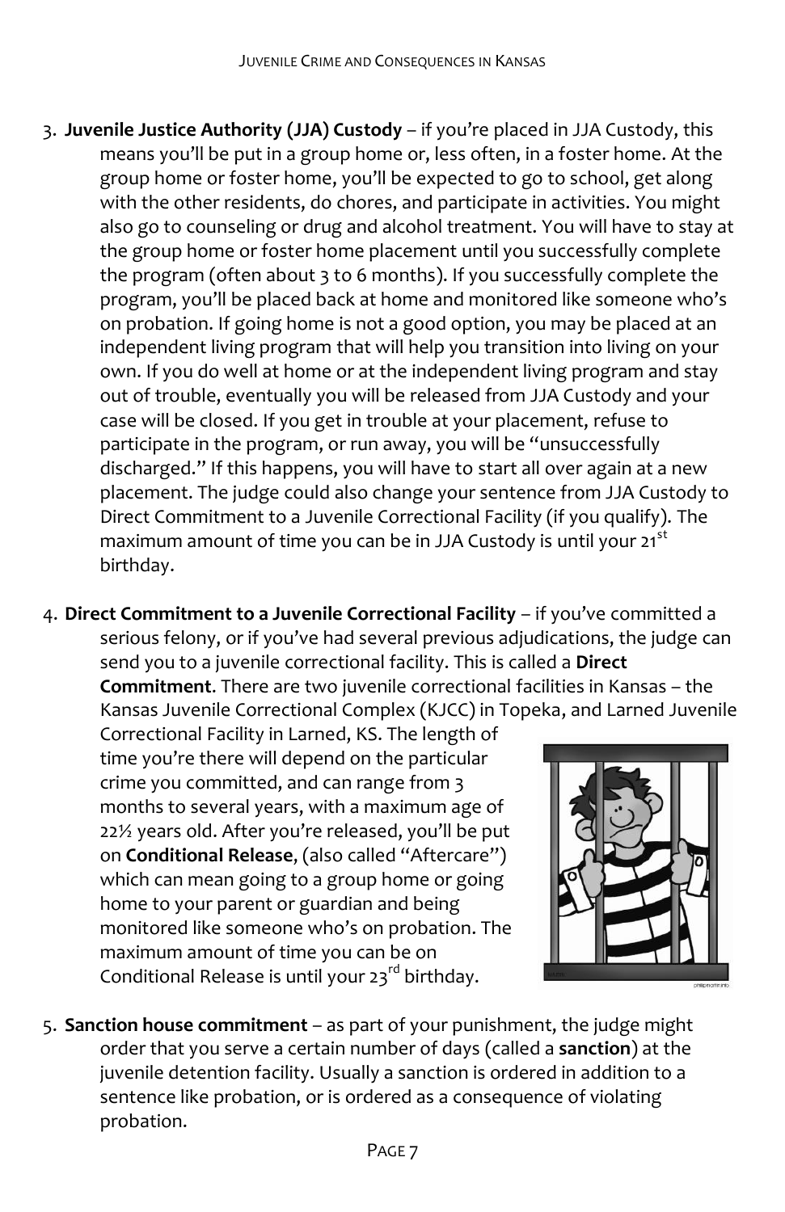3. **Juvenile Justice Authority (JJA) Custody** – if you're placed in JJA Custody, this means you'll be put in a group home or, less often, in a foster home. At the group home or foster home, you'll be expected to go to school, get along with the other residents, do chores, and participate in activities. You might also go to counseling or drug and alcohol treatment. You will have to stay at the group home or foster home placement until you successfully complete the program (often about 3 to 6 months). If you successfully complete the program, you'll be placed back at home and monitored like someone who's on probation. If going home is not a good option, you may be placed at an independent living program that will help you transition into living on your own. If you do well at home or at the independent living program and stay out of trouble, eventually you will be released from JJA Custody and your case will be closed. If you get in trouble at your placement, refuse to participate in the program, or run away, you will be "unsuccessfully discharged." If this happens, you will have to start all over again at a new placement. The judge could also change your sentence from JJA Custody to Direct Commitment to a Juvenile Correctional Facility (if you qualify). The maximum amount of time you can be in JJA Custody is until your 21st birthday.

4. **Direct Commitment to a Juvenile Correctional Facility** – if you've committed a serious felony, or if you've had several previous adjudications, the judge can send you to a juvenile correctional facility. This is called a **Direct Commitment**. There are two juvenile correctional facilities in Kansas – the Kansas Juvenile Correctional Complex (KJCC) in Topeka, and Larned Juvenile Correctional Facility in Larned, KS. The length of time you're there will depend on the particular crime you committed, and can range from 3 months to several years, with a maximum age of 22½ years old. After you're released, you'll be put on **Conditional Release**, (also called "Aftercare") which can mean going to a group home or going home to your parent or guardian and being monitored like someone who's on probation. The maximum amount of time you can be on Conditional Release is until your 23rd birthday.

5. **Sanction house commitment** – as part of your punishment, the judge might order that you serve a certain number of days (called a **sanction**) at the juvenile detention facility. Usually a sanction is ordered in addition to a sentence like probation, or is ordered as a consequence of violating probation.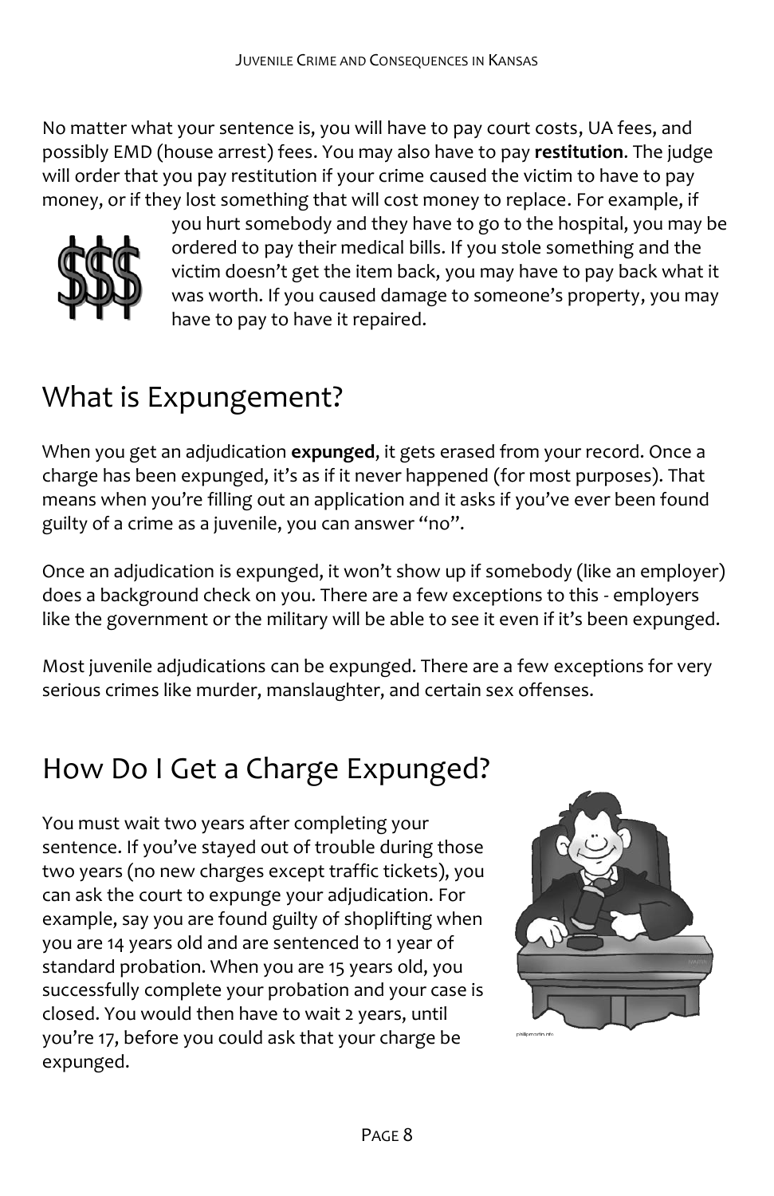No matter what your sentence is, you will have to pay court costs, UA fees, and possibly EMD (house arrest) fees. You may also have to pay **restitution**. The judge will order that you pay restitution if your crime caused the victim to have to pay money, or if they lost something that will cost money to replace. For example, if you hurt somebody and they have to go to the hospital, you may be ordered to pay their medical bills. If you stole something and the victim doesn't get the item back, you may have to pay back what it was worth. If you caused damage to someone's property, you may have to pay to have it repaired.

## What is Expungement?

When you get an adjudication **expunged**, it gets erased from your record. Once a charge has been expunged, it's as if it never happened (for most purposes). That means when you're filling out an application and it asks if you've ever been found guilty of a crime as a juvenile, you can answer "no".

Once an adjudication is expunged, it won't show up if somebody (like an employer) does a background check on you. There are a few exceptions to this - employers like the government or the military will be able to see it even if it's been expunged.

Most juvenile adjudications can be expunged. There are a few exceptions for very serious crimes like murder, manslaughter, and certain sex offenses.

## How Do I Get a Charge Expunged?

You must wait two years after completing your sentence. If you've stayed out of trouble during those two years (no new charges except traffic tickets), you can ask the court to expunge your adjudication. For example, say you are found guilty of shoplifting when you are 14 years old and are sentenced to 1 year of standard probation. When you are 15 years old, you successfully complete your probation and your case is closed. You would then have to wait 2 years, until you're 17, before you could ask that your charge be expunged.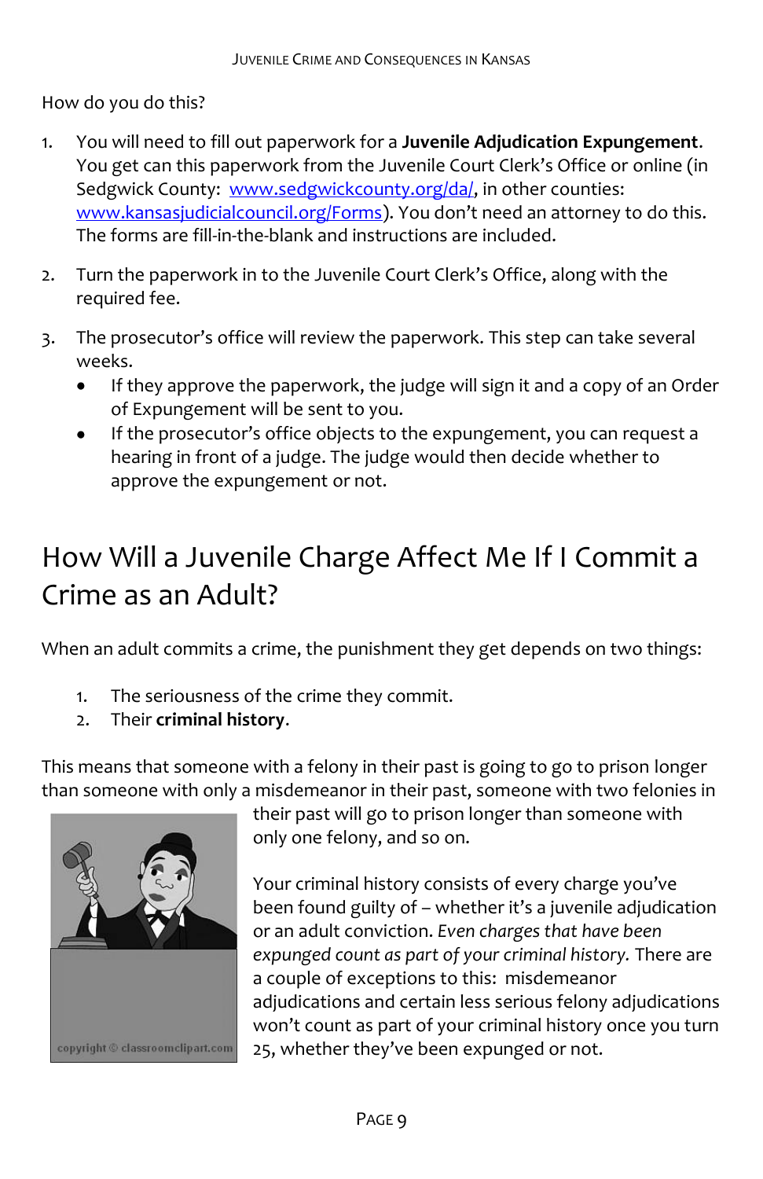How do you do this?

1. You will need to fill out paperwork for a **Juvenile Adjudication Expungement**. You get can this paperwork from the Juvenile Court Clerk's Office or online (in Sedgwick County: [www.sedgwickcounty.org/da/](www.sedgwickcounty.org/da/), in other counties: [www.kansasjudicialcouncil.org/Forms](www.kansasjudicialcouncil.org/Forms)). You don't need an attorney to do this. The forms are fill-in-the-blank and instructions are included.

2. Turn the paperwork in to the Juvenile Court Clerk's Office, along with the required fee.

3. The prosecutor's office will review the paperwork. This step can take several weeks.
   - If they approve the paperwork, the judge will sign it and a copy of an Order of Expungement will be sent to you.
   - If the prosecutor's office objects to the expungement, you can request a hearing in front of a judge. The judge would then decide whether to approve the expungement or not.

## How Will a Juvenile Charge Affect Me If I Commit a Crime as an Adult?

When an adult commits a crime, the punishment they get depends on two things:

1. The seriousness of the crime they commit.
2. Their **criminal history**.

This means that someone with a felony in their past is going to go to prison longer than someone with only a misdemeanor in their past, someone with two felonies in their past will go to prison longer than someone with only one felony, and so on.

Your criminal history consists of every charge you've been found guilty of – whether it's a juvenile adjudication or an adult conviction. *Even charges that have been expunged count as part of your criminal history.* There are a couple of exceptions to this: misdemeanor adjudications and certain less serious felony adjudications won't count as part of your criminal history once you turn 25, whether they've been expunged or not.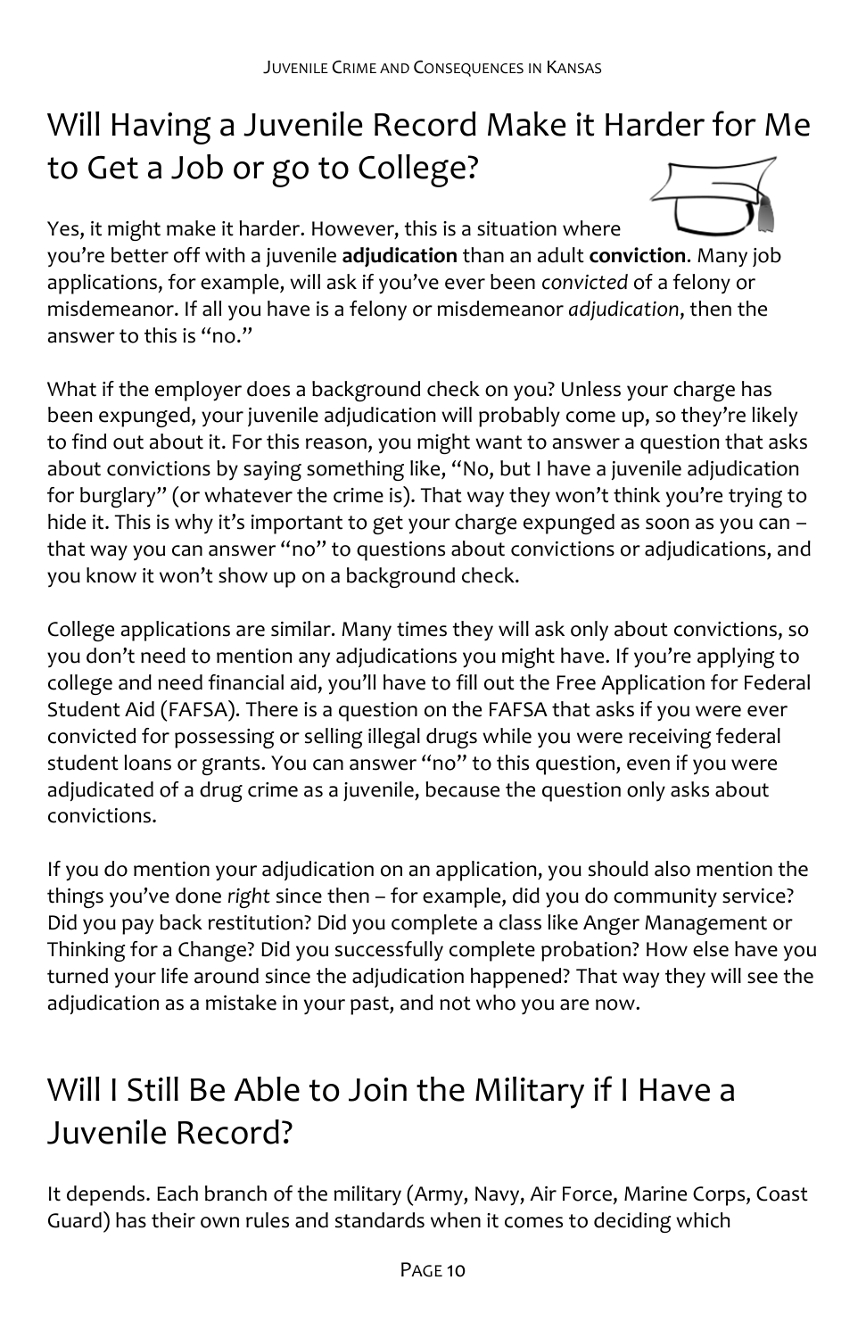## Will Having a Juvenile Record Make it Harder for Me to Get a Job or go to College?

Yes, it might make it harder. However, this is a situation where you're better off with a juvenile **adjudication** than an adult **conviction**. Many job applications, for example, will ask if you've ever been *convicted* of a felony or misdemeanor. If all you have is a felony or misdemeanor *adjudication*, then the answer to this is "no."

What if the employer does a background check on you? Unless your charge has been expunged, your juvenile adjudication will probably come up, so they're likely to find out about it. For this reason, you might want to answer a question that asks about convictions by saying something like, "No, but I have a juvenile adjudication for burglary" (or whatever the crime is). That way they won't think you're trying to hide it. This is why it's important to get your charge expunged as soon as you can – that way you can answer "no" to questions about convictions or adjudications, and you know it won't show up on a background check.

College applications are similar. Many times they will ask only about convictions, so you don't need to mention any adjudications you might have. If you're applying to college and need financial aid, you'll have to fill out the Free Application for Federal Student Aid (FAFSA). There is a question on the FAFSA that asks if you were ever convicted for possessing or selling illegal drugs while you were receiving federal student loans or grants. You can answer "no" to this question, even if you were adjudicated of a drug crime as a juvenile, because the question only asks about convictions.

If you do mention your adjudication on an application, you should also mention the things you've done *right* since then – for example, did you do community service? Did you pay back restitution? Did you complete a class like Anger Management or Thinking for a Change? Did you successfully complete probation? How else have you turned your life around since the adjudication happened? That way they will see the adjudication as a mistake in your past, and not who you are now.

## Will I Still Be Able to Join the Military if I Have a Juvenile Record?

It depends. Each branch of the military (Army, Navy, Air Force, Marine Corps, Coast Guard) has their own rules and standards when it comes to deciding which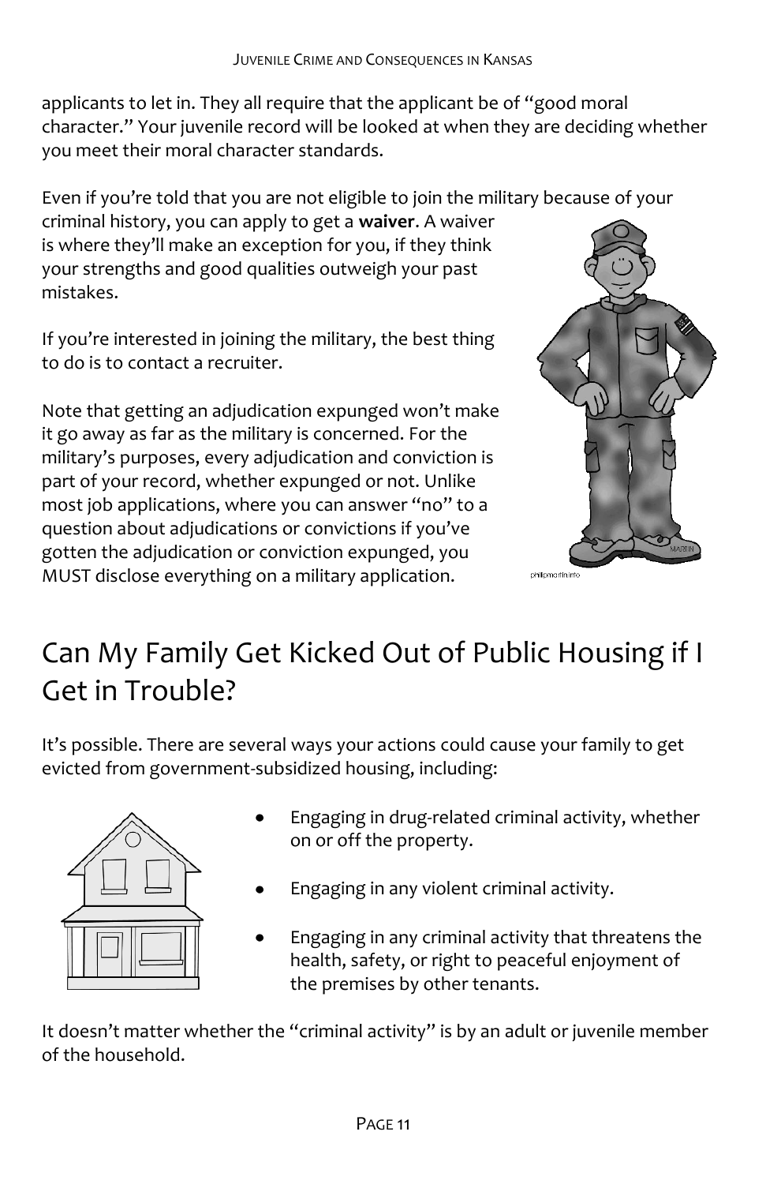applicants to let in. They all require that the applicant be of "good moral character." Your juvenile record will be looked at when they are deciding whether you meet their moral character standards.

Even if you're told that you are not eligible to join the military because of your criminal history, you can apply to get a **waiver**. A waiver is where they'll make an exception for you, if they think your strengths and good qualities outweigh your past mistakes.

If you're interested in joining the military, the best thing to do is to contact a recruiter.

Note that getting an adjudication expunged won't make it go away as far as the military is concerned. For the military's purposes, every adjudication and conviction is part of your record, whether expunged or not. Unlike most job applications, where you can answer "no" to a question about adjudications or convictions if you've gotten the adjudication or conviction expunged, you MUST disclose everything on a military application.

## Can My Family Get Kicked Out of Public Housing if I Get in Trouble?

It's possible. There are several ways your actions could cause your family to get evicted from government-subsidized housing, including:

- Engaging in drug-related criminal activity, whether on or off the property.
- Engaging in any violent criminal activity.
- Engaging in any criminal activity that threatens the health, safety, or right to peaceful enjoyment of the premises by other tenants.

It doesn't matter whether the "criminal activity" is by an adult or juvenile member of the household.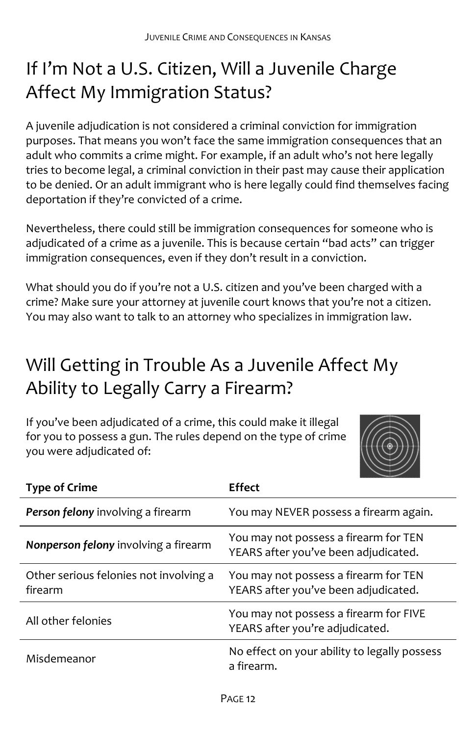## If I'm Not a U.S. Citizen, Will a Juvenile Charge Affect My Immigration Status?

A juvenile adjudication is not considered a criminal conviction for immigration purposes. That means you won't face the same immigration consequences that an adult who commits a crime might. For example, if an adult who's not here legally tries to become legal, a criminal conviction in their past may cause their application to be denied. Or an adult immigrant who is here legally could find themselves facing deportation if they're convicted of a crime.

Nevertheless, there could still be immigration consequences for someone who is adjudicated of a crime as a juvenile. This is because certain "bad acts" can trigger immigration consequences, even if they don't result in a conviction.

What should you do if you're not a U.S. citizen and you've been charged with a crime? Make sure your attorney at juvenile court knows that you're not a citizen. You may also want to talk to an attorney who specializes in immigration law.

## Will Getting in Trouble As a Juvenile Affect My Ability to Legally Carry a Firearm?

If you've been adjudicated of a crime, this could make it illegal for you to possess a gun. The rules depend on the type of crime you were adjudicated of:

| Type of Crime | Effect |
|---|---|
| ***Person felony*** involving a firearm | You may NEVER possess a firearm again. |
| ***Nonperson felony*** involving a firearm | You may not possess a firearm for TEN YEARS after you've been adjudicated. |
| Other serious felonies not involving a firearm | You may not possess a firearm for TEN YEARS after you've been adjudicated. |
| All other felonies | You may not possess a firearm for FIVE YEARS after you're adjudicated. |
| Misdemeanor | No effect on your ability to legally possess a firearm. |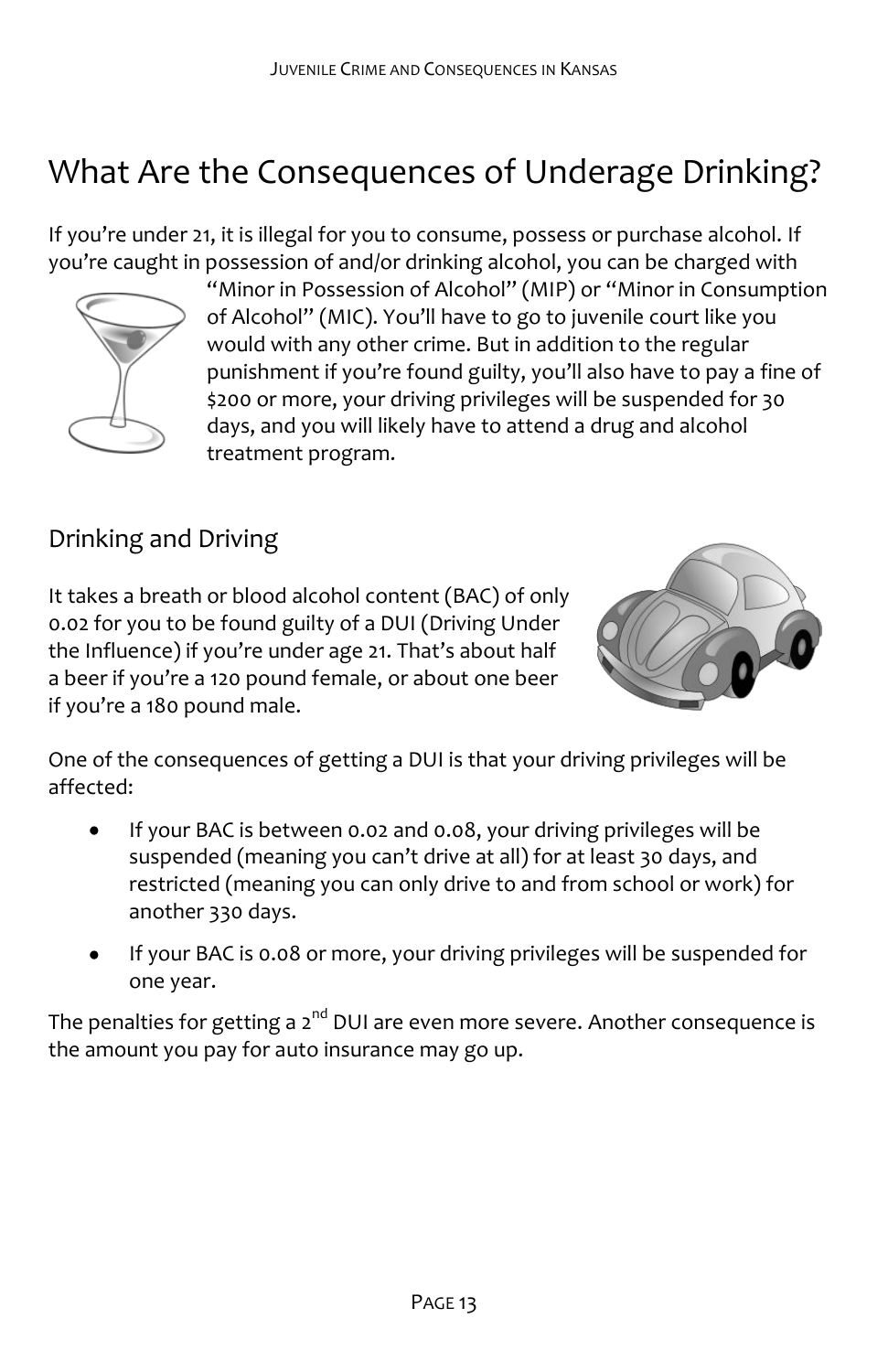# What Are the Consequences of Underage Drinking?

If you're under 21, it is illegal for you to consume, possess or purchase alcohol. If you're caught in possession of and/or drinking alcohol, you can be charged with "Minor in Possession of Alcohol" (MIP) or "Minor in Consumption of Alcohol" (MIC). You'll have to go to juvenile court like you would with any other crime. But in addition to the regular punishment if you're found guilty, you'll also have to pay a fine of $200 or more, your driving privileges will be suspended for 30 days, and you will likely have to attend a drug and alcohol treatment program.

## Drinking and Driving

It takes a breath or blood alcohol content (BAC) of only 0.02 for you to be found guilty of a DUI (Driving Under the Influence) if you're under age 21. That's about half a beer if you're a 120 pound female, or about one beer if you're a 180 pound male.

One of the consequences of getting a DUI is that your driving privileges will be affected:

- If your BAC is between 0.02 and 0.08, your driving privileges will be suspended (meaning you can't drive at all) for at least 30 days, and restricted (meaning you can only drive to and from school or work) for another 330 days.
- If your BAC is 0.08 or more, your driving privileges will be suspended for one year.

The penalties for getting a 2nd DUI are even more severe. Another consequence is the amount you pay for auto insurance may go up.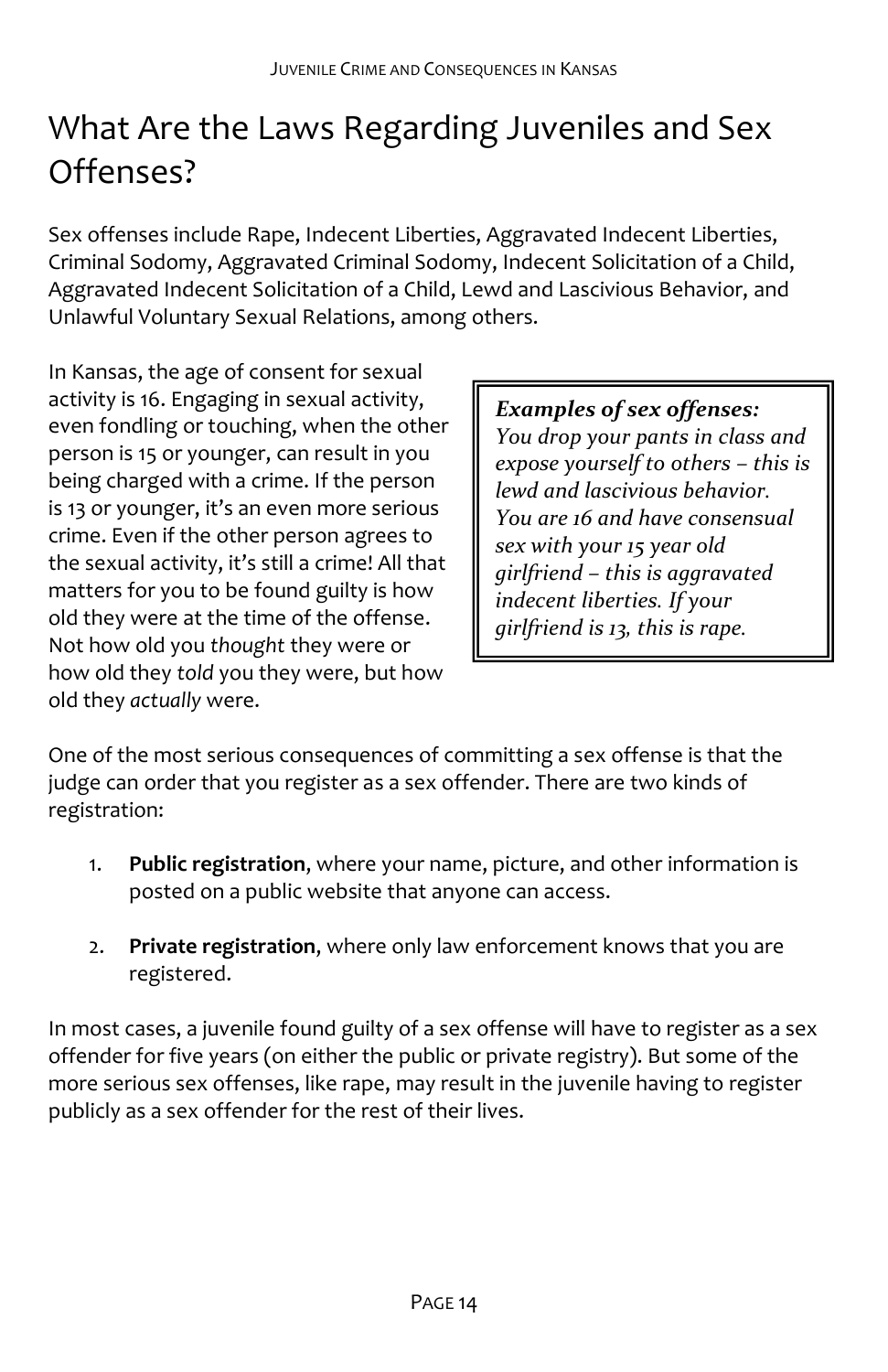# What Are the Laws Regarding Juveniles and Sex Offenses?

Sex offenses include Rape, Indecent Liberties, Aggravated Indecent Liberties, Criminal Sodomy, Aggravated Criminal Sodomy, Indecent Solicitation of a Child, Aggravated Indecent Solicitation of a Child, Lewd and Lascivious Behavior, and Unlawful Voluntary Sexual Relations, among others.

In Kansas, the age of consent for sexual activity is 16. Engaging in sexual activity, even fondling or touching, when the other person is 15 or younger, can result in you being charged with a crime. If the person is 13 or younger, it's an even more serious crime. Even if the other person agrees to the sexual activity, it's still a crime! All that matters for you to be found guilty is how old they were at the time of the offense. Not how old you *thought* they were or how old they *told* you they were, but how old they *actually* were.

> ***Examples of sex offenses:***
> *You drop your pants in class and expose yourself to others – this is lewd and lascivious behavior. You are 16 and have consensual sex with your 15 year old girlfriend – this is aggravated indecent liberties. If your girlfriend is 13, this is rape.*

One of the most serious consequences of committing a sex offense is that the judge can order that you register as a sex offender. There are two kinds of registration:

1. **Public registration**, where your name, picture, and other information is posted on a public website that anyone can access.
2. **Private registration**, where only law enforcement knows that you are registered.

In most cases, a juvenile found guilty of a sex offense will have to register as a sex offender for five years (on either the public or private registry). But some of the more serious sex offenses, like rape, may result in the juvenile having to register publicly as a sex offender for the rest of their lives.